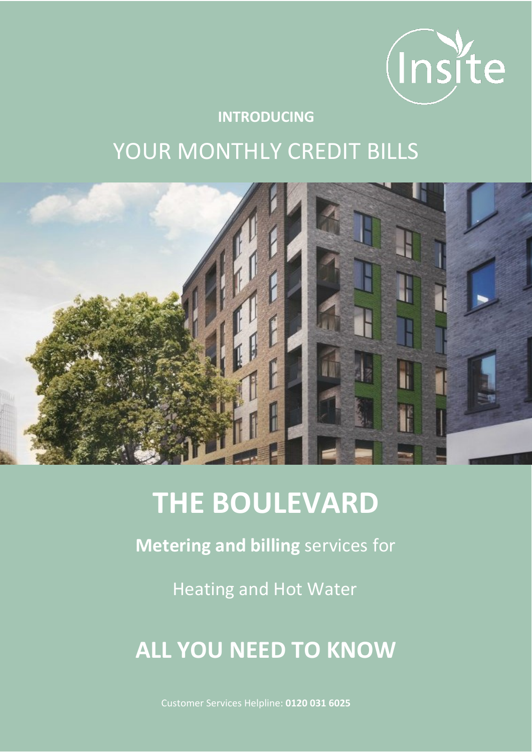Insite

**INTRODUCING**

# YOUR MONTHLY CREDIT BILLS

# THE BOULEVARD

**Metering and billing** services for

Heating and Hot Water

## ALL YOU NEED TO KNOW

Customer Services Helpline: **0120 031 6025**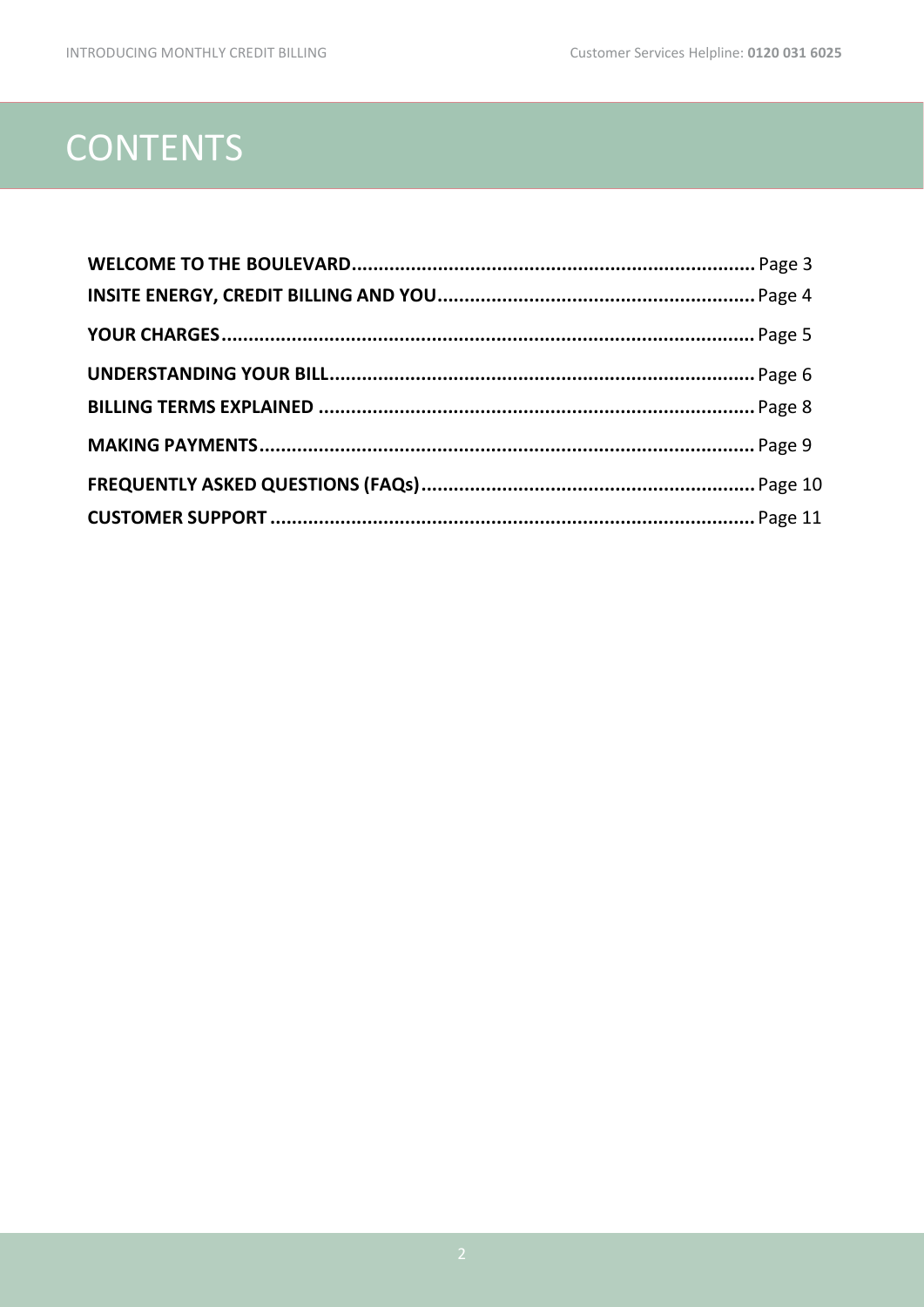# CONTENTS

**WELCOME TO THE BOULEVARD**............................................................................ Page 3
**INSITE ENERGY, CREDIT BILLING AND YOU**........................................................... Page 4
**YOUR CHARGES**.................................................................................................. Page 5
**UNDERSTANDING YOUR BILL**............................................................................... Page 6
**BILLING TERMS EXPLAINED** ................................................................................ Page 8
**MAKING PAYMENTS**........................................................................................... Page 9
**FREQUENTLY ASKED QUESTIONS (FAQs)**.............................................................. Page 10
**CUSTOMER SUPPORT** ......................................................................................... Page 11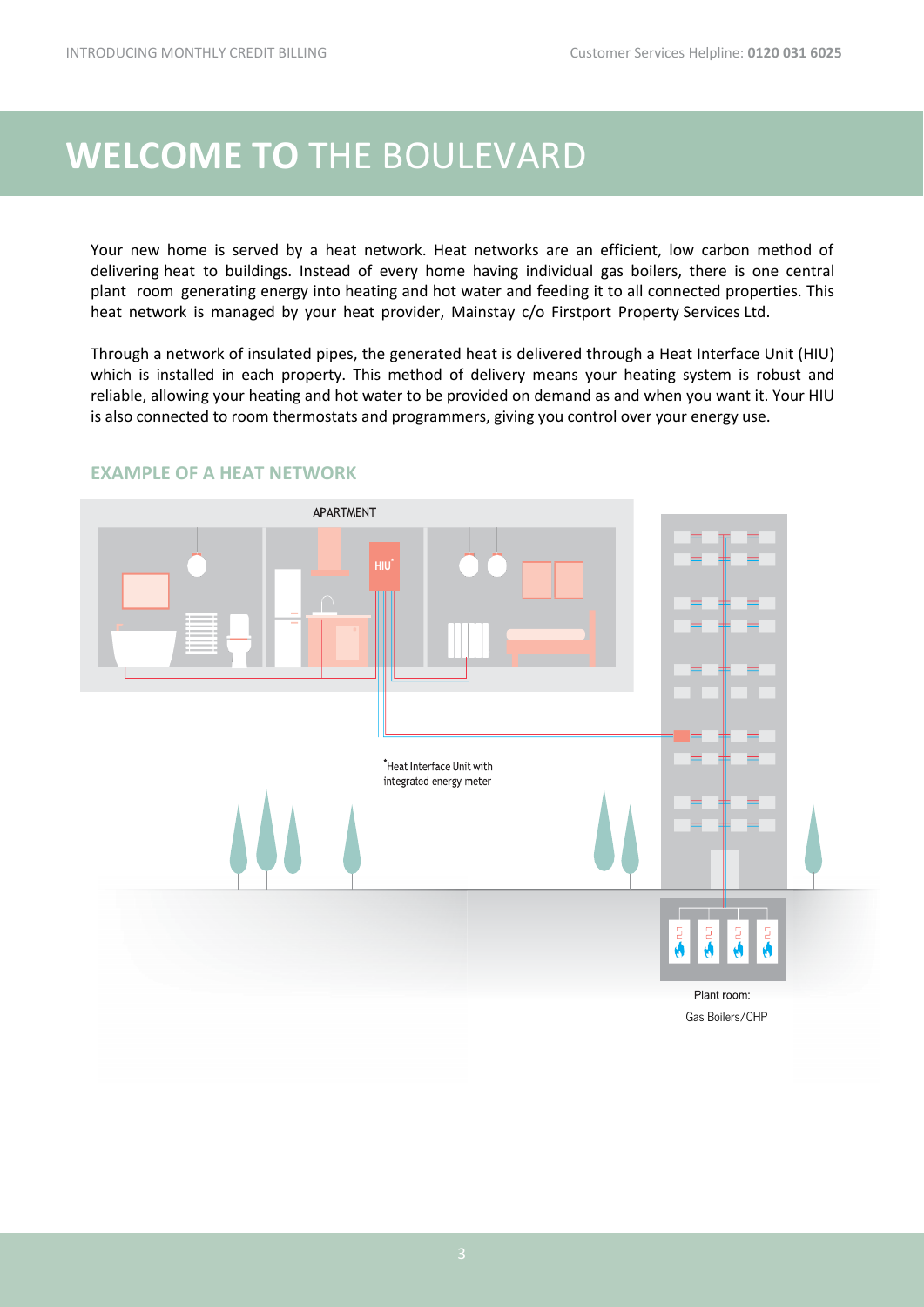# WELCOME TO THE BOULEVARD

Your new home is served by a heat network. Heat networks are an efficient, low carbon method of delivering heat to buildings. Instead of every home having individual gas boilers, there is one central plant room generating energy into heating and hot water and feeding it to all connected properties. This heat network is managed by your heat provider, Mainstay c/o Firstport Property Services Ltd.

Through a network of insulated pipes, the generated heat is delivered through a Heat Interface Unit (HIU) which is installed in each property. This method of delivery means your heating system is robust and reliable, allowing your heating and hot water to be provided on demand as and when you want it. Your HIU is also connected to room thermostats and programmers, giving you control over your energy use.

## EXAMPLE OF A HEAT NETWORK

APARTMENT

HIU*

*Heat Interface Unit with integrated energy meter

Plant room:
Gas Boilers/CHP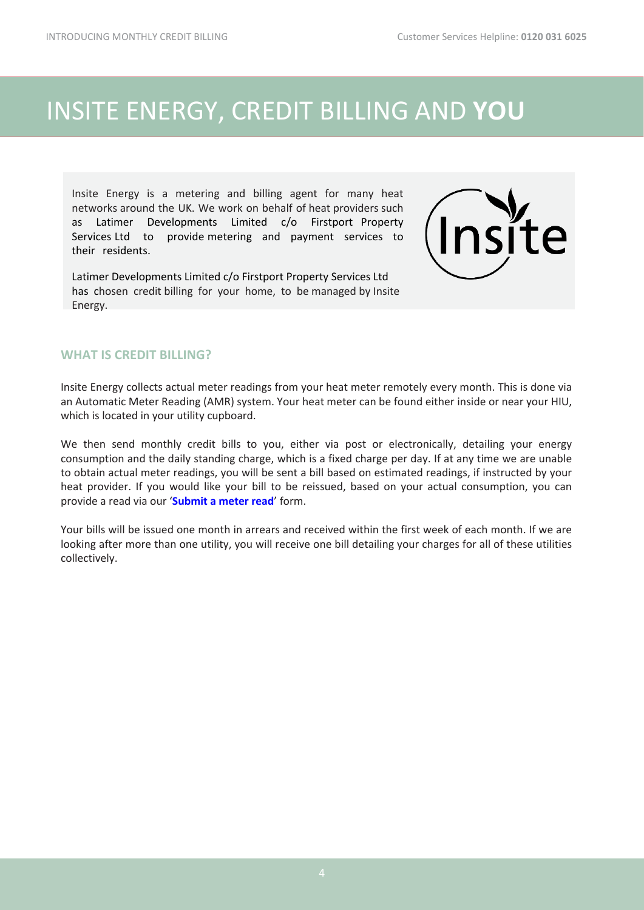# INSITE ENERGY, CREDIT BILLING AND **YOU**

Insite Energy is a metering and billing agent for many heat networks around the UK. We work on behalf of heat providers such as Latimer Developments Limited c/o Firstport Property Services Ltd to provide metering and payment services to their residents.

Latimer Developments Limited c/o Firstport Property Services Ltd has chosen credit billing for your home, to be managed by Insite Energy.

### WHAT IS CREDIT BILLING?

Insite Energy collects actual meter readings from your heat meter remotely every month. This is done via an Automatic Meter Reading (AMR) system. Your heat meter can be found either inside or near your HIU, which is located in your utility cupboard.

We then send monthly credit bills to you, either via post or electronically, detailing your energy consumption and the daily standing charge, which is a fixed charge per day. If at any time we are unable to obtain actual meter readings, you will be sent a bill based on estimated readings, if instructed by your heat provider. If you would like your bill to be reissued, based on your actual consumption, you can provide a read via our '**Submit a meter read**' form.

Your bills will be issued one month in arrears and received within the first week of each month. If we are looking after more than one utility, you will receive one bill detailing your charges for all of these utilities collectively.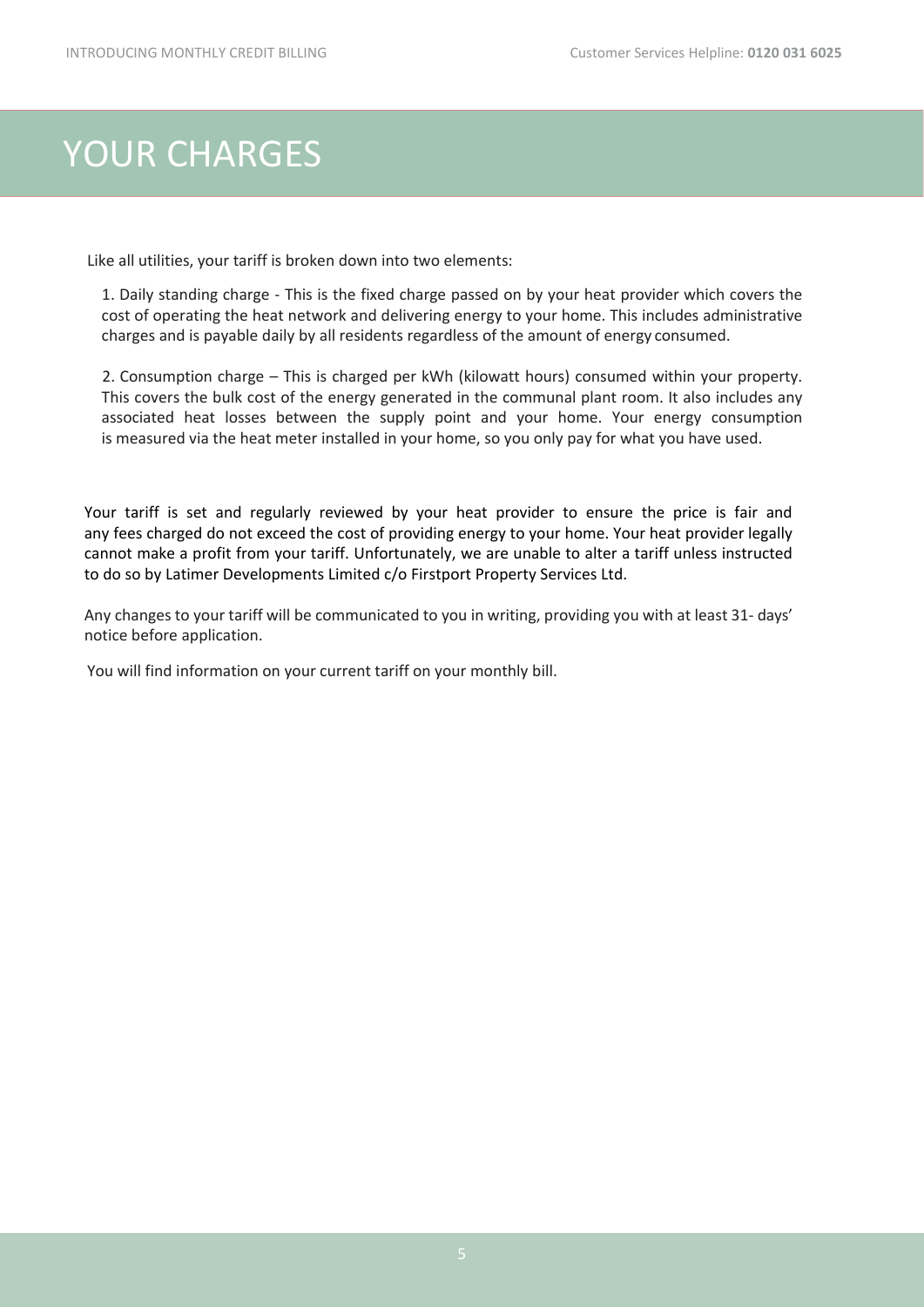# YOUR CHARGES

Like all utilities, your tariff is broken down into two elements:

1. Daily standing charge - This is the fixed charge passed on by your heat provider which covers the cost of operating the heat network and delivering energy to your home. This includes administrative charges and is payable daily by all residents regardless of the amount of energy consumed.

2. Consumption charge – This is charged per kWh (kilowatt hours) consumed within your property. This covers the bulk cost of the energy generated in the communal plant room. It also includes any associated heat losses between the supply point and your home. Your energy consumption is measured via the heat meter installed in your home, so you only pay for what you have used.

Your tariff is set and regularly reviewed by your heat provider to ensure the price is fair and any fees charged do not exceed the cost of providing energy to your home. Your heat provider legally cannot make a profit from your tariff. Unfortunately, we are unable to alter a tariff unless instructed to do so by Latimer Developments Limited c/o Firstport Property Services Ltd.

Any changes to your tariff will be communicated to you in writing, providing you with at least 31- days' notice before application.

You will find information on your current tariff on your monthly bill.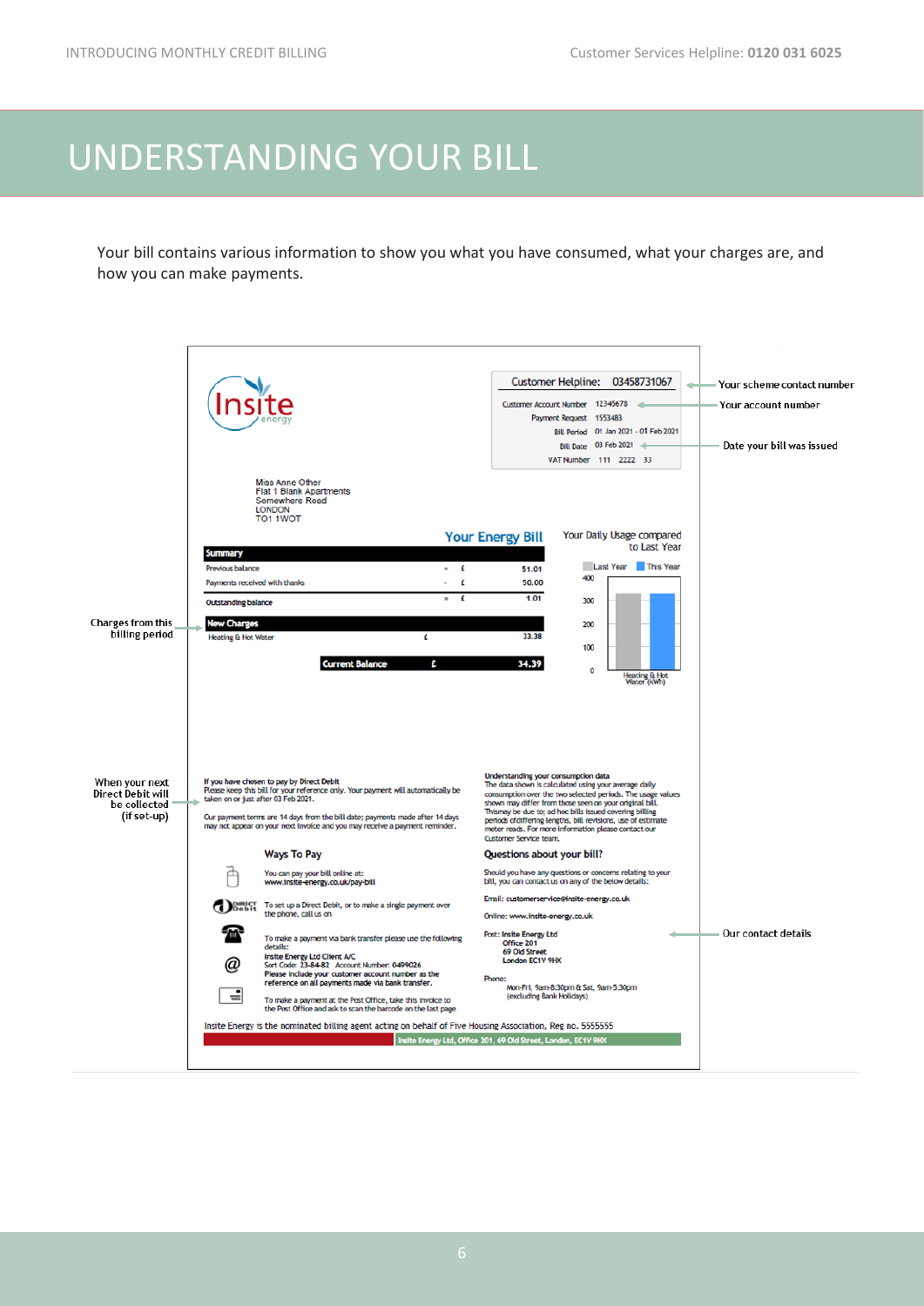# UNDERSTANDING YOUR BILL

Your bill contains various information to show you what you have consumed, what your charges are, and how you can make payments.

Customer Helpline: 03458731067 ← Your scheme contact number

Customer Account Number 12345678 ← Your account number
Payment Request 1553483
Bill Period 01 Jan 2021 - 01 Feb 2021
Bill Date 03 Feb 2021 ← Date your bill was issued
VAT Number 111 2222 33

Miss Anne Other
Flat 1 Blank Apartments
Somewhere Road
LONDON
TO1 1WOT

## Your Energy Bill

| Summary | | | |
|---|---|---|---|
| Previous balance | = | £ | 51.01 |
| Payments received with thanks | - | £ | 50.00 |
| Outstanding balance | = | £ | 1.01 |
| **New Charges** | | | |
| Heating & Hot Water | | £ | 33.38 |
| **Current Balance** | | £ | **34.39** |

Charges from this billing period → New Charges

Your Daily Usage compared to Last Year (Last Year / This Year; Heating & Hot Water (kWh))

When your next Direct Debit will be collected (if set-up) →

**If you have chosen to pay by Direct Debit**
Please keep this bill for your reference only. Your payment will automatically be taken on or just after 03 Feb 2021.

Our payment terms are 14 days from the bill date; payments made after 14 days may not appear on your next invoice and you may receive a payment reminder.

**Ways To Pay**

You can pay your bill online at: www.insite-energy.co.uk/pay-bill

To set up a Direct Debit, or to make a single payment over the phone, call us on

To make a payment via bank transfer please use the following details:
Insite Energy Ltd Client A/C
Sort Code: 23-84-82 Account Number: 0499026
Please include your customer account number as the reference on all payments made via bank transfer.

To make a payment at the Post Office, take this invoice to the Post Office and ask to scan the barcode on the last page

**Understanding your consumption data**
The data shown is calculated using your average daily consumption over the two selected periods. The usage values shown may differ from those seen on your original bill. Thismay be due to; ad hoc bills issued covering billing periods ofdiffering lengths, bill revisions, use of estimate meter reads. For more information please contact our Customer Service team.

**Questions about your bill?**
Should you have any questions or concerns relating to your bill, you can contact us on any of the below details:

Email: customerservice@insite-energy.co.uk

Online: www.insite-energy.co.uk

Post: Insite Energy Ltd
Office 201
69 Old Street
London EC1V 9HX

Phone:
Mon-Fri, 9am-8:30pm & Sat, 9am-5:30pm
(excluding Bank Holidays)

← Our contact details

Insite Energy is the nominated billing agent acting on behalf of Five Housing Association, Reg no. 5555555

Insite Energy Ltd, Office 201, 69 Old Street, London, EC1V 9HX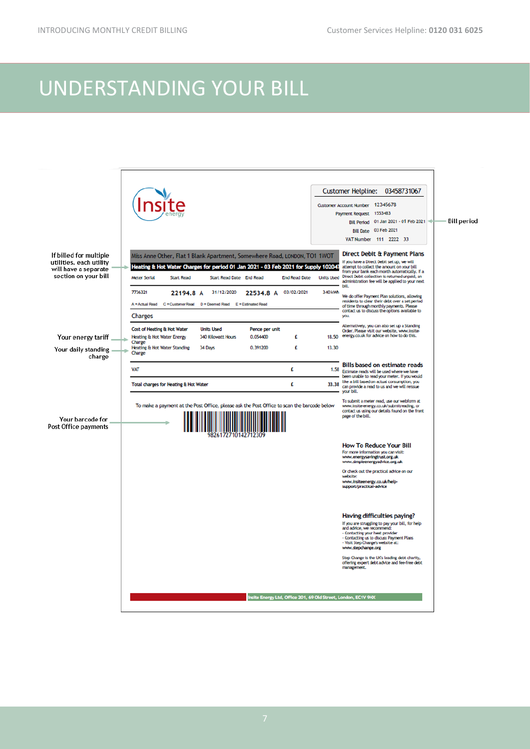# UNDERSTANDING YOUR BILL

**Insite** energy

**Customer Helpline: 03458731067**

Customer Account Number 12345678
Payment Request 1553483
Bill Period 01 Jan 2021 - 01 Feb 2021
Bill Date 03 Feb 2021
VAT Number 111 2222 33

Bill period

Miss Anne Other, Flat 1 Blank Apartment, Somewhere Road, LONDON, TO1 1WOT

If billed for multiple utilities. each utility will have a separate section on your bill

**Heating & Hot Water Charges for period 01 Jan 2021 - 03 Feb 2021 for Supply 102047**

| Meter Serial | Start Read | Start Read Date | End Read | End Read Date | Units Used |
|---|---|---|---|---|---|
| 7736321 | 22194.8 A | 31/12/2020 | 22534.8 A | 03/02/2021 | 340 kWh |

A = Actual Read C = Customer Read D = Deemed Read E = Estimated Read

## Charges

| Cost of Heating & Hot Water | Units Used | Pence per unit | | |
|---|---|---|---|---|
| Heating & Hot Water Energy Charge | 340 Kilowatt Hours | 0.054400 | £ | 18.50 |
| Heating & Hot Water Standing Charge | 34 Days | 0.391200 | £ | 13.30 |
| VAT | | | £ | 1.58 |
| Total charges for Heating & Hot Water | | | £ | 33.38 |

Your energy tariff

Your daily standing charge

To make a payment at the Post Office, please ask the Post Office to scan the barcode below

9826172710142712309

Your barcode for Post Office payments

### Direct Debit & Payment Plans

If you have a Direct Debit set up, we will attempt to collect the amount on your bill from your bank each month automatically. If a Direct Debit collection is returned unpaid, an administration fee will be applied to your next bill.

We do offer Payment Plan solutions, allowing residents to clear their debt over a set period of time through monthly payments. Please contact us to discuss the options available to you.

Alternatively, you can also set up a Standing Order. Please visit our website, www.insite-energy.co.uk for advice on how to do this.

### Bills based on estimate reads

Estimate reads will be used where we have been unable to read your meter. If you would like a bill based on actual consumption, you can provide a read to us and we will reissue your bill.

To submit a meter read, use our webform at www.insite-energy.co.uk/submitreading, or contact us using our details found on the front page of the bill.

### How To Reduce Your Bill

For more information you can visit:
**www.energysavingtrust.org.uk**
**www.simpleenergyadvice.org.uk**

Or check out the practical advice on our website:
**www.insiteenergy.co.uk/help-support/practical-advice**

### Having difficulties paying?

If you are struggling to pay your bill, for help and advice, we recommend:

- Contacting your heat provider
- Contacting us to discuss Payment Plans
- Visit Step Change's website at: **www.stepchange.org**

Step Change is the UK's leading debt charity, offering expert debt advice and fee-free debt management.

Insite Energy Ltd, Office 201, 69 Old Street, London, EC1V 9HX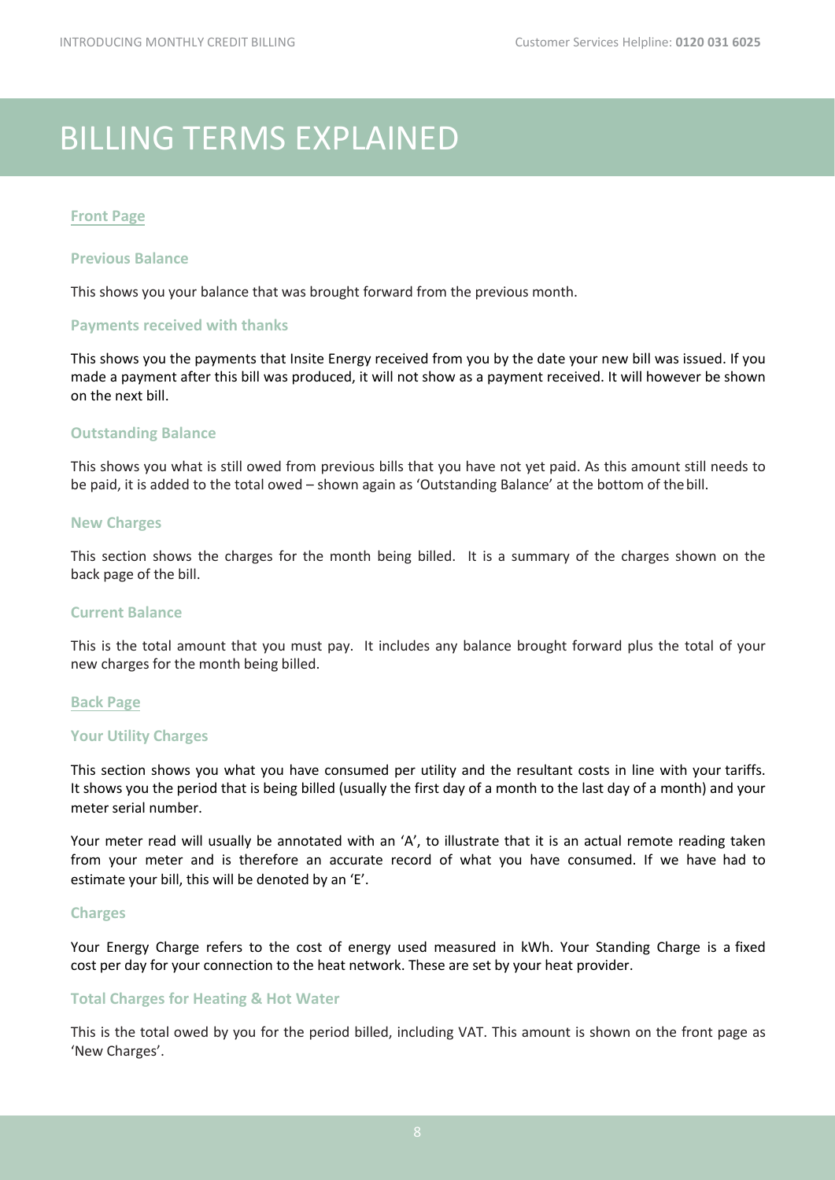# BILLING TERMS EXPLAINED

## Front Page

### Previous Balance

This shows you your balance that was brought forward from the previous month.

### Payments received with thanks

This shows you the payments that Insite Energy received from you by the date your new bill was issued. If you made a payment after this bill was produced, it will not show as a payment received. It will however be shown on the next bill.

### Outstanding Balance

This shows you what is still owed from previous bills that you have not yet paid. As this amount still needs to be paid, it is added to the total owed – shown again as 'Outstanding Balance' at the bottom of the bill.

### New Charges

This section shows the charges for the month being billed. It is a summary of the charges shown on the back page of the bill.

### Current Balance

This is the total amount that you must pay. It includes any balance brought forward plus the total of your new charges for the month being billed.

## Back Page

### Your Utility Charges

This section shows you what you have consumed per utility and the resultant costs in line with your tariffs. It shows you the period that is being billed (usually the first day of a month to the last day of a month) and your meter serial number.

Your meter read will usually be annotated with an 'A', to illustrate that it is an actual remote reading taken from your meter and is therefore an accurate record of what you have consumed. If we have had to estimate your bill, this will be denoted by an 'E'.

### Charges

Your Energy Charge refers to the cost of energy used measured in kWh. Your Standing Charge is a fixed cost per day for your connection to the heat network. These are set by your heat provider.

### Total Charges for Heating & Hot Water

This is the total owed by you for the period billed, including VAT. This amount is shown on the front page as 'New Charges'.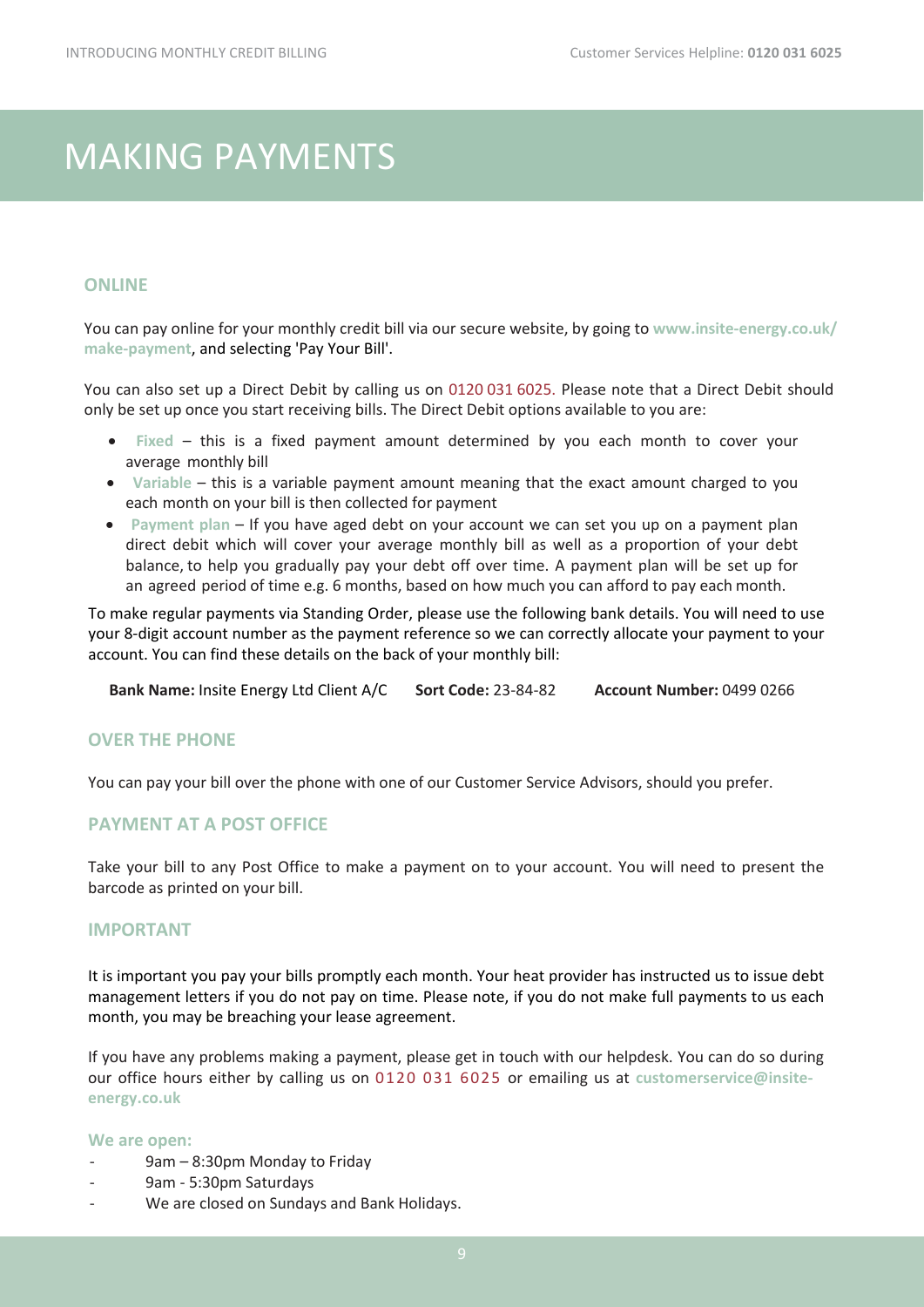// Transcribing this PDF page to Markdown
# MAKING PAYMENTS

## ONLINE

You can pay online for your monthly credit bill via our secure website, by going to **www.insite-energy.co.uk/make-payment**, and selecting 'Pay Your Bill'.

You can also set up a Direct Debit by calling us on 0120 031 6025. Please note that a Direct Debit should only be set up once you start receiving bills. The Direct Debit options available to you are:

- **Fixed** – this is a fixed payment amount determined by you each month to cover your average monthly bill
- **Variable** – this is a variable payment amount meaning that the exact amount charged to you each month on your bill is then collected for payment
- **Payment plan** – If you have aged debt on your account we can set you up on a payment plan direct debit which will cover your average monthly bill as well as a proportion of your debt balance, to help you gradually pay your debt off over time. A payment plan will be set up for an agreed period of time e.g. 6 months, based on how much you can afford to pay each month.

To make regular payments via Standing Order, please use the following bank details. You will need to use your 8-digit account number as the payment reference so we can correctly allocate your payment to your account. You can find these details on the back of your monthly bill:

**Bank Name:** Insite Energy Ltd Client A/C **Sort Code:** 23-84-82 **Account Number:** 0499 0266

## OVER THE PHONE

You can pay your bill over the phone with one of our Customer Service Advisors, should you prefer.

## PAYMENT AT A POST OFFICE

Take your bill to any Post Office to make a payment on to your account. You will need to present the barcode as printed on your bill.

## IMPORTANT

It is important you pay your bills promptly each month. Your heat provider has instructed us to issue debt management letters if you do not pay on time. Please note, if you do not make full payments to us each month, you may be breaching your lease agreement.

If you have any problems making a payment, please get in touch with our helpdesk. You can do so during our office hours either by calling us on 0120 031 6025 or emailing us at **customerservice@insite-energy.co.uk**

**We are open:**

- 9am – 8:30pm Monday to Friday
- 9am - 5:30pm Saturdays
- We are closed on Sundays and Bank Holidays.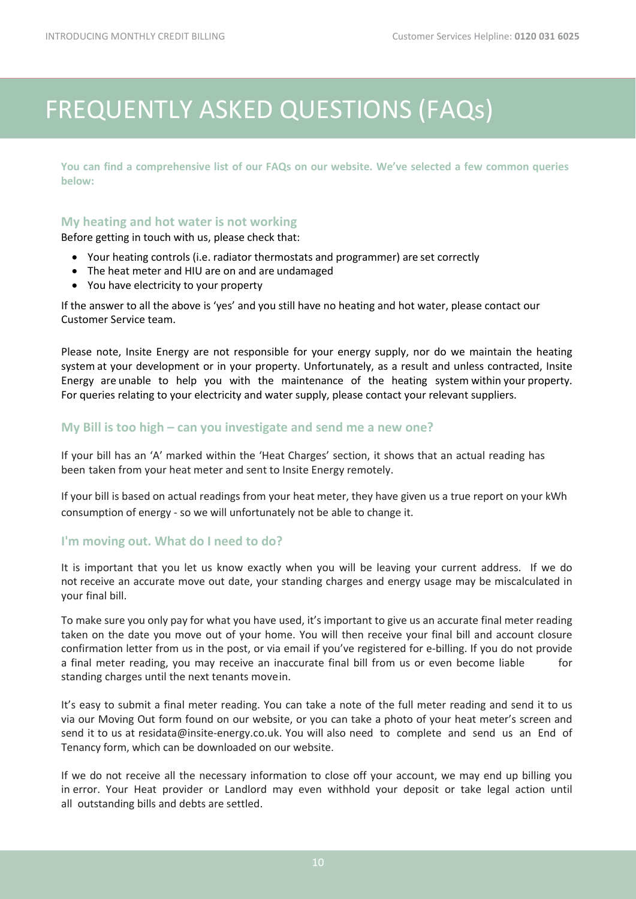# FREQUENTLY ASKED QUESTIONS (FAQs)

**You can find a comprehensive list of our FAQs on our website. We've selected a few common queries below:**

### My heating and hot water is not working

Before getting in touch with us, please check that:

- Your heating controls (i.e. radiator thermostats and programmer) are set correctly
- The heat meter and HIU are on and are undamaged
- You have electricity to your property

If the answer to all the above is 'yes' and you still have no heating and hot water, please contact our Customer Service team.

Please note, Insite Energy are not responsible for your energy supply, nor do we maintain the heating system at your development or in your property. Unfortunately, as a result and unless contracted, Insite Energy are unable to help you with the maintenance of the heating system within your property. For queries relating to your electricity and water supply, please contact your relevant suppliers.

### My Bill is too high – can you investigate and send me a new one?

If your bill has an 'A' marked within the 'Heat Charges' section, it shows that an actual reading has been taken from your heat meter and sent to Insite Energy remotely.

If your bill is based on actual readings from your heat meter, they have given us a true report on your kWh consumption of energy - so we will unfortunately not be able to change it.

### I'm moving out. What do I need to do?

It is important that you let us know exactly when you will be leaving your current address. If we do not receive an accurate move out date, your standing charges and energy usage may be miscalculated in your final bill.

To make sure you only pay for what you have used, it's important to give us an accurate final meter reading taken on the date you move out of your home. You will then receive your final bill and account closure confirmation letter from us in the post, or via email if you've registered for e-billing. If you do not provide a final meter reading, you may receive an inaccurate final bill from us or even become liable for standing charges until the next tenants move in.

It's easy to submit a final meter reading. You can take a note of the full meter reading and send it to us via our Moving Out form found on our website, or you can take a photo of your heat meter's screen and send it to us at residata@insite-energy.co.uk. You will also need to complete and send us an End of Tenancy form, which can be downloaded on our website.

If we do not receive all the necessary information to close off your account, we may end up billing you in error. Your Heat provider or Landlord may even withhold your deposit or take legal action until all outstanding bills and debts are settled.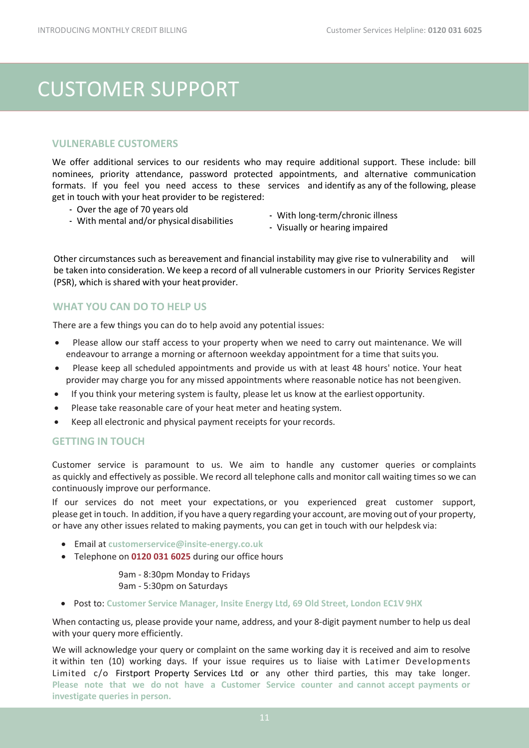# CUSTOMER SUPPORT

## VULNERABLE CUSTOMERS

We offer additional services to our residents who may require additional support. These include: bill nominees, priority attendance, password protected appointments, and alternative communication formats. If you feel you need access to these services and identify as any of the following, please get in touch with your heat provider to be registered:

- Over the age of 70 years old
- With mental and/or physical disabilities
- With long-term/chronic illness
- Visually or hearing impaired

Other circumstances such as bereavement and financial instability may give rise to vulnerability and will be taken into consideration. We keep a record of all vulnerable customers in our Priority Services Register (PSR), which is shared with your heat provider.

## WHAT YOU CAN DO TO HELP US

There are a few things you can do to help avoid any potential issues:

- Please allow our staff access to your property when we need to carry out maintenance. We will endeavour to arrange a morning or afternoon weekday appointment for a time that suits you.
- Please keep all scheduled appointments and provide us with at least 48 hours' notice. Your heat provider may charge you for any missed appointments where reasonable notice has not been given.
- If you think your metering system is faulty, please let us know at the earliest opportunity.
- Please take reasonable care of your heat meter and heating system.
- Keep all electronic and physical payment receipts for your records.

## GETTING IN TOUCH

Customer service is paramount to us. We aim to handle any customer queries or complaints as quickly and effectively as possible. We record all telephone calls and monitor call waiting times so we can continuously improve our performance.

If our services do not meet your expectations, or you experienced great customer support, please get in touch. In addition, if you have a query regarding your account, are moving out of your property, or have any other issues related to making payments, you can get in touch with our helpdesk via:

- Email at **customerservice@insite-energy.co.uk**
- Telephone on **0120 031 6025** during our office hours

  9am - 8:30pm Monday to Fridays
  9am - 5:30pm on Saturdays

- Post to: **Customer Service Manager, Insite Energy Ltd, 69 Old Street, London EC1V 9HX**

When contacting us, please provide your name, address, and your 8-digit payment number to help us deal with your query more efficiently.

We will acknowledge your query or complaint on the same working day it is received and aim to resolve it within ten (10) working days. If your issue requires us to liaise with Latimer Developments Limited c/o Firstport Property Services Ltd or any other third parties, this may take longer. **Please note that we do not have a Customer Service counter and cannot accept payments or investigate queries in person.**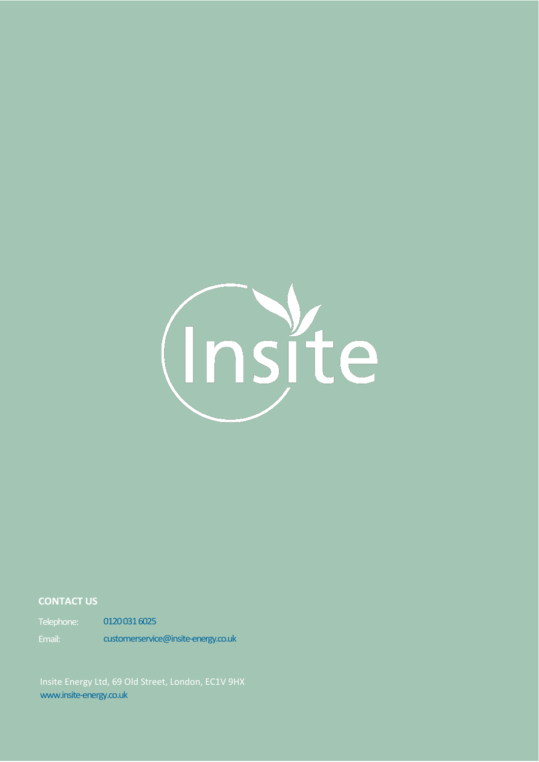Insite

**CONTACT US**

Telephone: 0120 031 6025

Email: customerservice@insite-energy.co.uk

Insite Energy Ltd, 69 Old Street, London, EC1V 9HX
www.insite-energy.co.uk